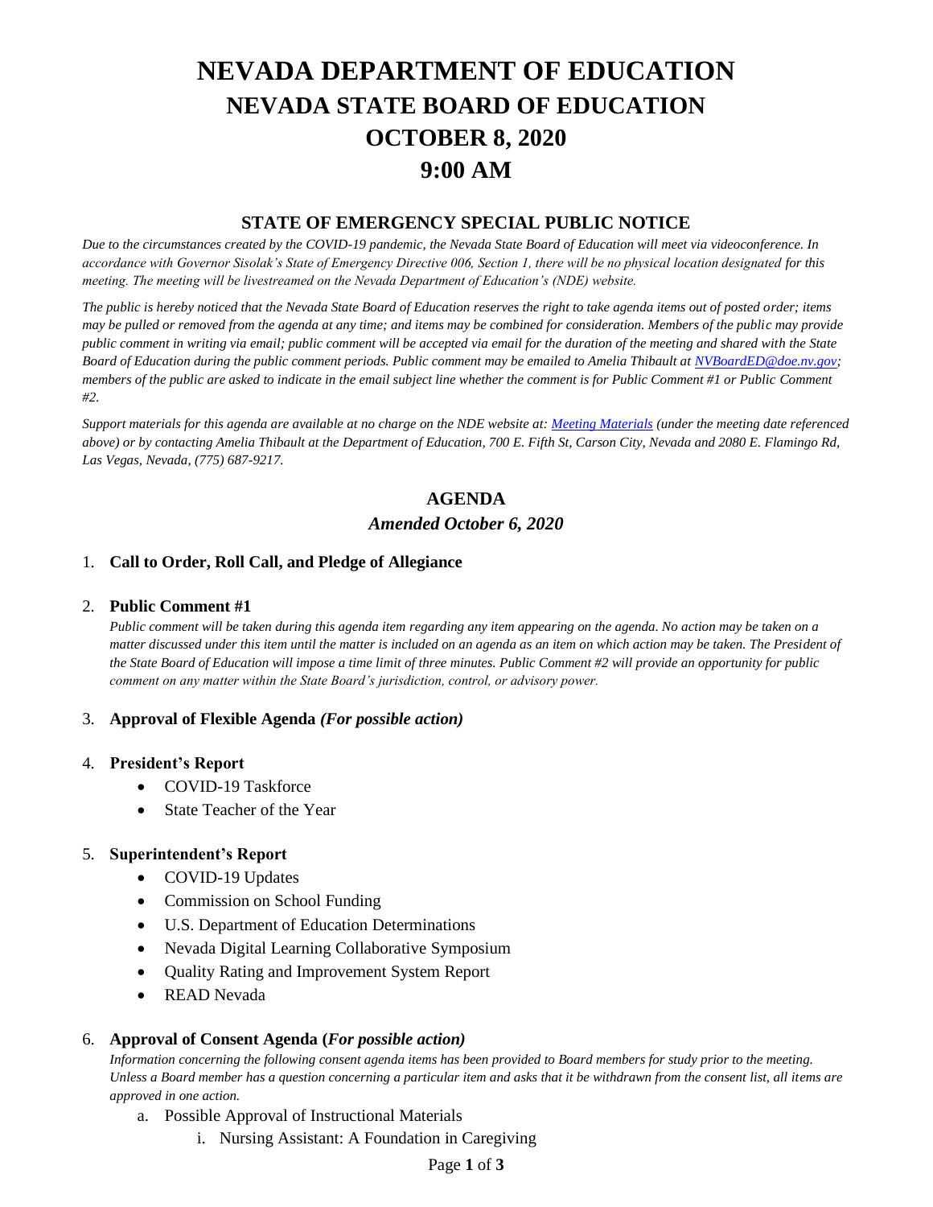# NEVADA DEPARTMENT OF EDUCATION
# NEVADA STATE BOARD OF EDUCATION
# OCTOBER 8, 2020
# 9:00 AM

## STATE OF EMERGENCY SPECIAL PUBLIC NOTICE

*Due to the circumstances created by the COVID-19 pandemic, the Nevada State Board of Education will meet via videoconference. In accordance with Governor Sisolak's State of Emergency Directive 006, Section 1, there will be no physical location designated for this meeting. The meeting will be livestreamed on the Nevada Department of Education's (NDE) website.*

*The public is hereby noticed that the Nevada State Board of Education reserves the right to take agenda items out of posted order; items may be pulled or removed from the agenda at any time; and items may be combined for consideration. Members of the public may provide public comment in writing via email; public comment will be accepted via email for the duration of the meeting and shared with the State Board of Education during the public comment periods. Public comment may be emailed to Amelia Thibault at NVBoardED@doe.nv.gov; members of the public are asked to indicate in the email subject line whether the comment is for Public Comment #1 or Public Comment #2.*

*Support materials for this agenda are available at no charge on the NDE website at: Meeting Materials (under the meeting date referenced above) or by contacting Amelia Thibault at the Department of Education, 700 E. Fifth St, Carson City, Nevada and 2080 E. Flamingo Rd, Las Vegas, Nevada, (775) 687-9217.*

## AGENDA

### *Amended October 6, 2020*

1. **Call to Order, Roll Call, and Pledge of Allegiance**

2. **Public Comment #1**

   *Public comment will be taken during this agenda item regarding any item appearing on the agenda. No action may be taken on a matter discussed under this item until the matter is included on an agenda as an item on which action may be taken. The President of the State Board of Education will impose a time limit of three minutes. Public Comment #2 will provide an opportunity for public comment on any matter within the State Board's jurisdiction, control, or advisory power.*

3. **Approval of Flexible Agenda *(For possible action)***

4. **President's Report**
   - COVID-19 Taskforce
   - State Teacher of the Year

5. **Superintendent's Report**
   - COVID-19 Updates
   - Commission on School Funding
   - U.S. Department of Education Determinations
   - Nevada Digital Learning Collaborative Symposium
   - Quality Rating and Improvement System Report
   - READ Nevada

6. **Approval of Consent Agenda (*For possible action)***

   *Information concerning the following consent agenda items has been provided to Board members for study prior to the meeting. Unless a Board member has a question concerning a particular item and asks that it be withdrawn from the consent list, all items are approved in one action.*

   a. Possible Approval of Instructional Materials
      i. Nursing Assistant: A Foundation in Caregiving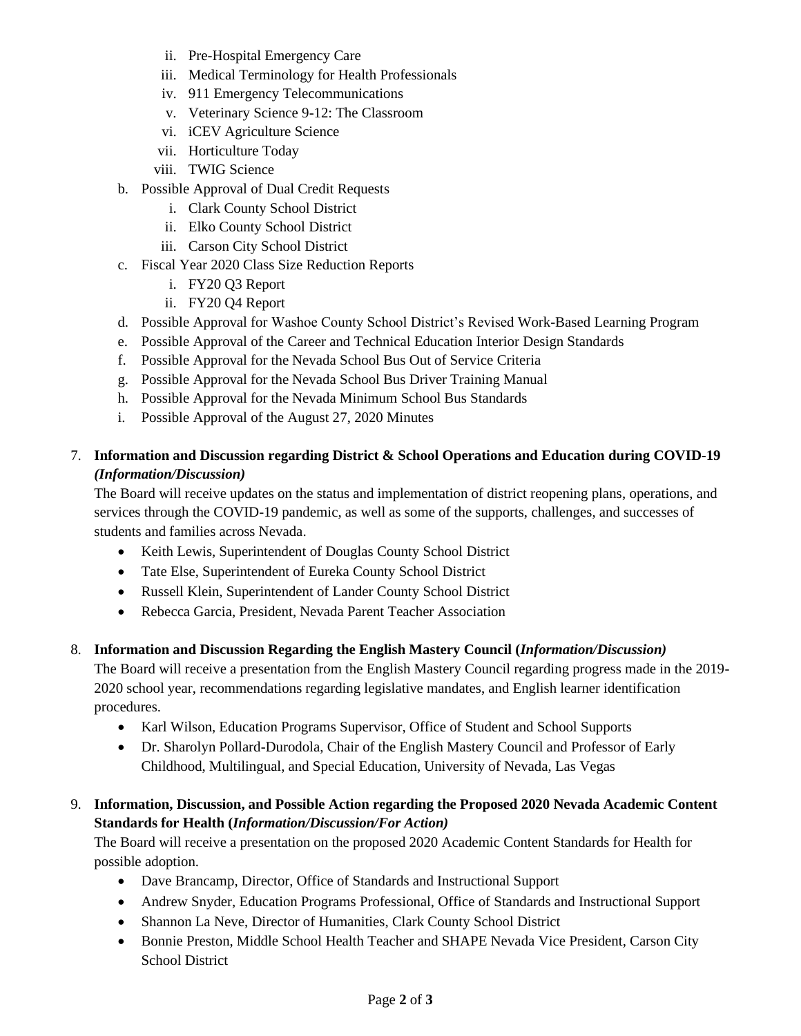ii. Pre-Hospital Emergency Care
   iii. Medical Terminology for Health Professionals
   iv. 911 Emergency Telecommunications
   v. Veterinary Science 9-12: The Classroom
   vi. iCEV Agriculture Science
   vii. Horticulture Today
   viii. TWIG Science

b. Possible Approval of Dual Credit Requests
   i. Clark County School District
   ii. Elko County School District
   iii. Carson City School District

c. Fiscal Year 2020 Class Size Reduction Reports
   i. FY20 Q3 Report
   ii. FY20 Q4 Report

d. Possible Approval for Washoe County School District's Revised Work-Based Learning Program

e. Possible Approval of the Career and Technical Education Interior Design Standards

f. Possible Approval for the Nevada School Bus Out of Service Criteria

g. Possible Approval for the Nevada School Bus Driver Training Manual

h. Possible Approval for the Nevada Minimum School Bus Standards

i. Possible Approval of the August 27, 2020 Minutes

7. **Information and Discussion regarding District & School Operations and Education during COVID-19 *(Information/Discussion)***

   The Board will receive updates on the status and implementation of district reopening plans, operations, and services through the COVID-19 pandemic, as well as some of the supports, challenges, and successes of students and families across Nevada.

   - Keith Lewis, Superintendent of Douglas County School District
   - Tate Else, Superintendent of Eureka County School District
   - Russell Klein, Superintendent of Lander County School District
   - Rebecca Garcia, President, Nevada Parent Teacher Association

8. **Information and Discussion Regarding the English Mastery Council (*Information/Discussion)***

   The Board will receive a presentation from the English Mastery Council regarding progress made in the 2019-2020 school year, recommendations regarding legislative mandates, and English learner identification procedures.

   - Karl Wilson, Education Programs Supervisor, Office of Student and School Supports
   - Dr. Sharolyn Pollard-Durodola, Chair of the English Mastery Council and Professor of Early Childhood, Multilingual, and Special Education, University of Nevada, Las Vegas

9. **Information, Discussion, and Possible Action regarding the Proposed 2020 Nevada Academic Content Standards for Health (*Information/Discussion/For Action)***

   The Board will receive a presentation on the proposed 2020 Academic Content Standards for Health for possible adoption.

   - Dave Brancamp, Director, Office of Standards and Instructional Support
   - Andrew Snyder, Education Programs Professional, Office of Standards and Instructional Support
   - Shannon La Neve, Director of Humanities, Clark County School District
   - Bonnie Preston, Middle School Health Teacher and SHAPE Nevada Vice President, Carson City School District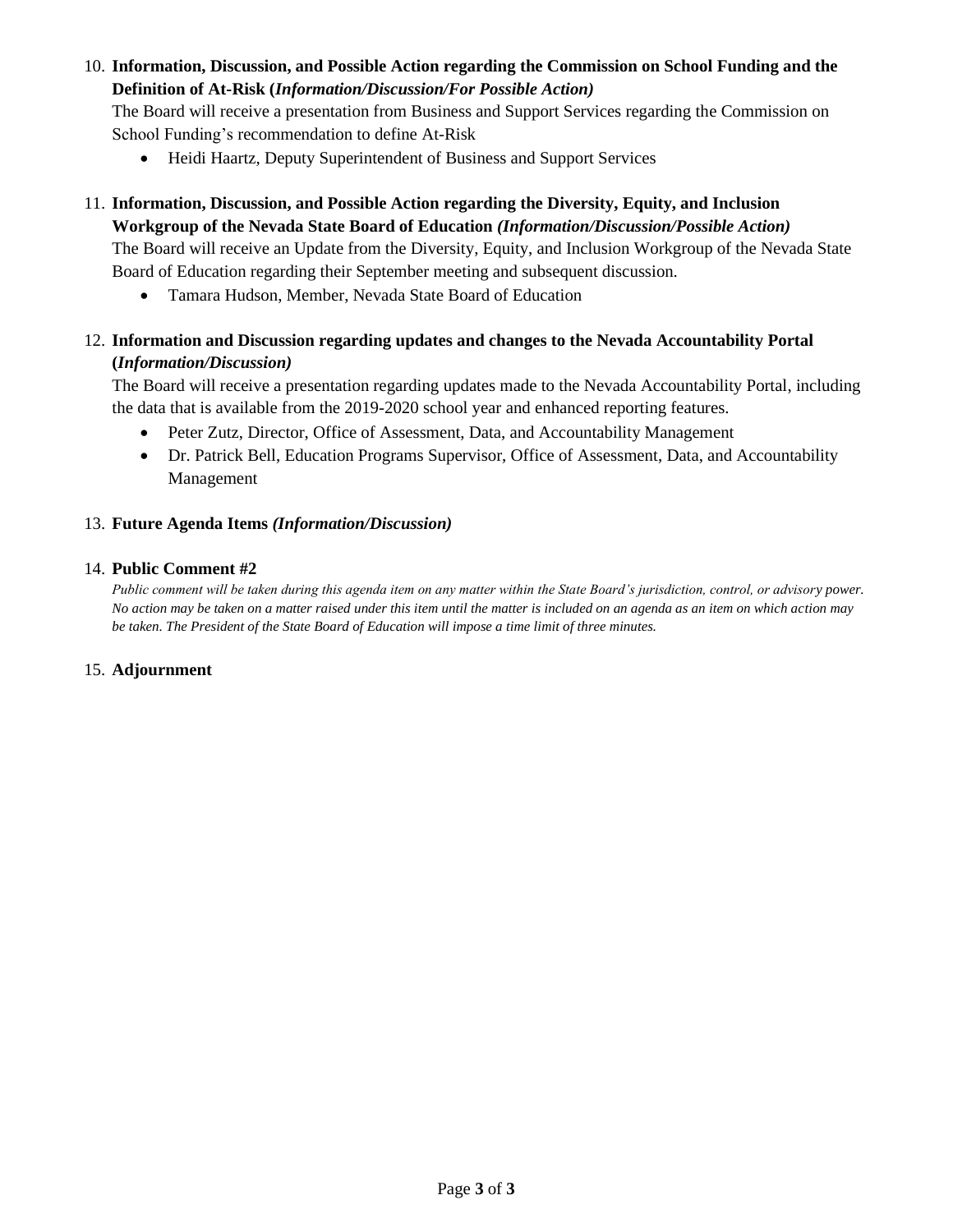10. **Information, Discussion, and Possible Action regarding the Commission on School Funding and the Definition of At-Risk (*Information/Discussion/For Possible Action)***
   The Board will receive a presentation from Business and Support Services regarding the Commission on School Funding's recommendation to define At-Risk
   - Heidi Haartz, Deputy Superintendent of Business and Support Services

11. **Information, Discussion, and Possible Action regarding the Diversity, Equity, and Inclusion Workgroup of the Nevada State Board of Education *(Information/Discussion/Possible Action)***
   The Board will receive an Update from the Diversity, Equity, and Inclusion Workgroup of the Nevada State Board of Education regarding their September meeting and subsequent discussion.
   - Tamara Hudson, Member, Nevada State Board of Education

12. **Information and Discussion regarding updates and changes to the Nevada Accountability Portal (*Information/Discussion)***
   The Board will receive a presentation regarding updates made to the Nevada Accountability Portal, including the data that is available from the 2019-2020 school year and enhanced reporting features.
   - Peter Zutz, Director, Office of Assessment, Data, and Accountability Management
   - Dr. Patrick Bell, Education Programs Supervisor, Office of Assessment, Data, and Accountability Management

13. **Future Agenda Items *(Information/Discussion)***

14. **Public Comment #2**
   *Public comment will be taken during this agenda item on any matter within the State Board's jurisdiction, control, or advisory power. No action may be taken on a matter raised under this item until the matter is included on an agenda as an item on which action may be taken. The President of the State Board of Education will impose a time limit of three minutes.*

15. **Adjournment**